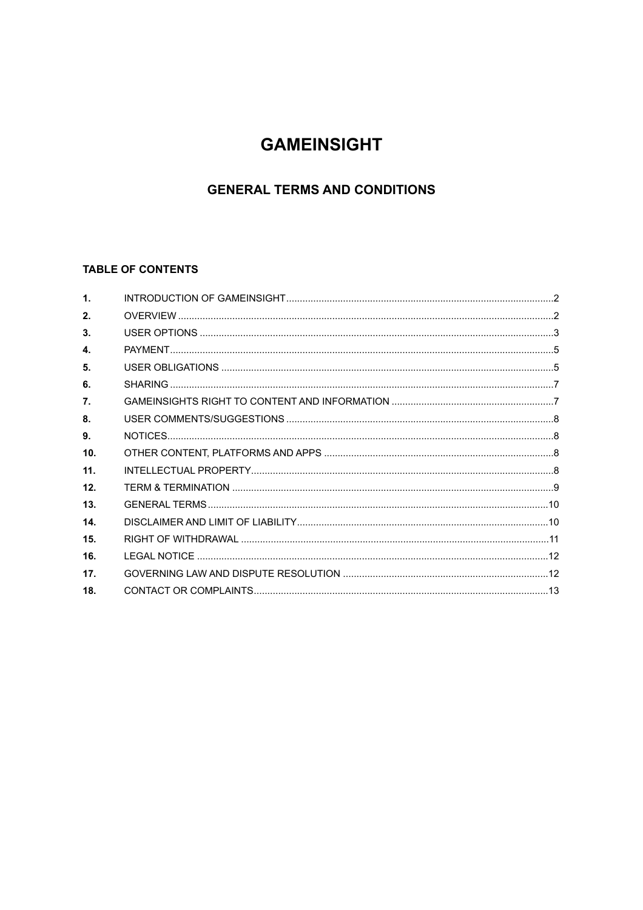# GAMEINSIGHT

## GENERAL TERMS AND CONDITIONS

### TABLE OF CONTENTS

| | | |
|---|---|---|
| **1.** | INTRODUCTION OF GAMEINSIGHT | 2 |
| **2.** | OVERVIEW | 2 |
| **3.** | USER OPTIONS | 3 |
| **4.** | PAYMENT | 5 |
| **5.** | USER OBLIGATIONS | 5 |
| **6.** | SHARING | 7 |
| **7.** | GAMEINSIGHTS RIGHT TO CONTENT AND INFORMATION | 7 |
| **8.** | USER COMMENTS/SUGGESTIONS | 8 |
| **9.** | NOTICES | 8 |
| **10.** | OTHER CONTENT, PLATFORMS AND APPS | 8 |
| **11.** | INTELLECTUAL PROPERTY | 8 |
| **12.** | TERM & TERMINATION | 9 |
| **13.** | GENERAL TERMS | 10 |
| **14.** | DISCLAIMER AND LIMIT OF LIABILITY | 10 |
| **15.** | RIGHT OF WITHDRAWAL | 11 |
| **16.** | LEGAL NOTICE | 12 |
| **17.** | GOVERNING LAW AND DISPUTE RESOLUTION | 12 |
| **18.** | CONTACT OR COMPLAINTS | 13 |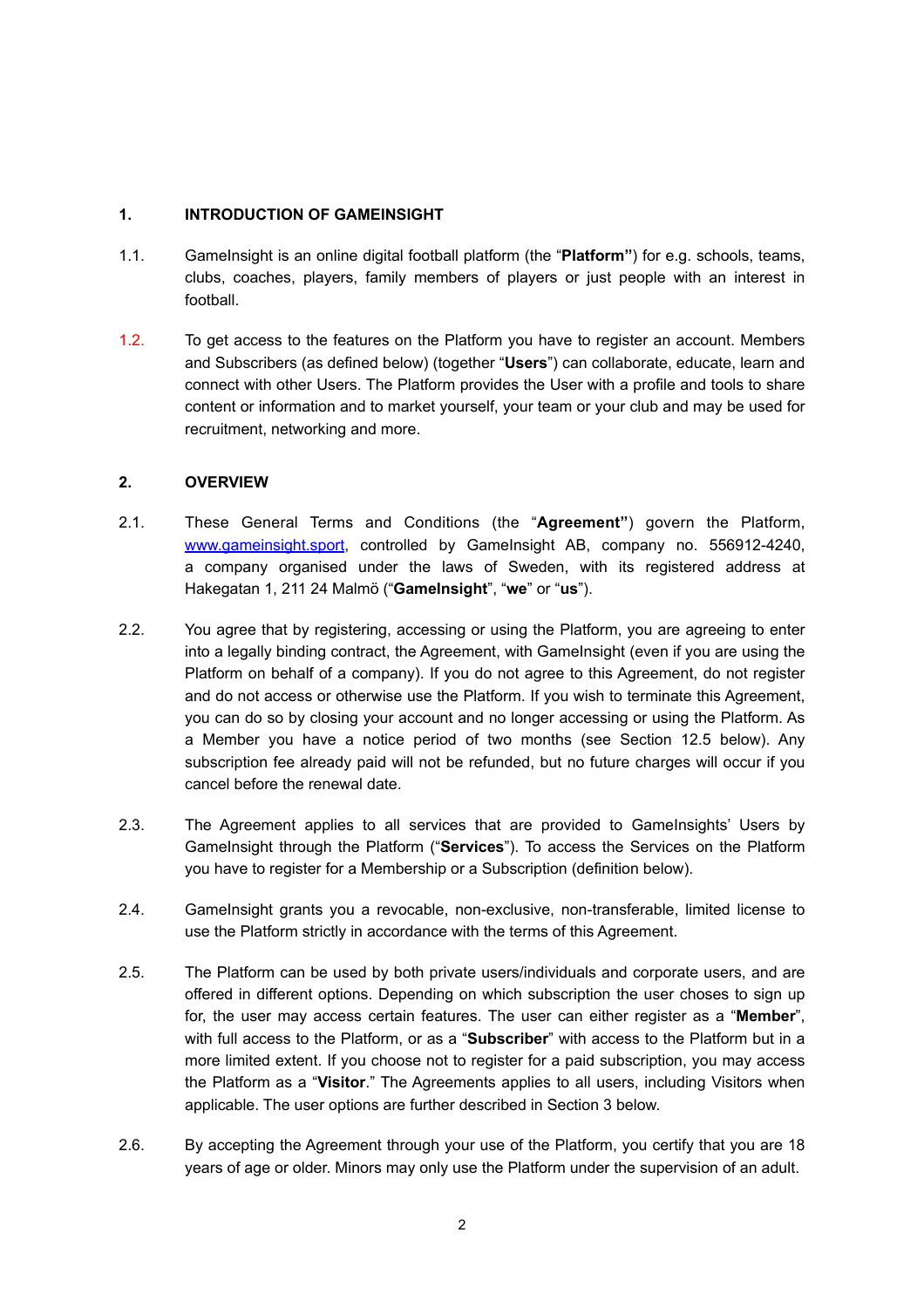## 1. INTRODUCTION OF GAMEINSIGHT

1.1. GameInsight is an online digital football platform (the "**Platform**") for e.g. schools, teams, clubs, coaches, players, family members of players or just people with an interest in football.

1.2. To get access to the features on the Platform you have to register an account. Members and Subscribers (as defined below) (together "**Users**") can collaborate, educate, learn and connect with other Users. The Platform provides the User with a profile and tools to share content or information and to market yourself, your team or your club and may be used for recruitment, networking and more.

## 2. OVERVIEW

2.1. These General Terms and Conditions (the "**Agreement**") govern the Platform, [www.gameinsight.sport](www.gameinsight.sport), controlled by GameInsight AB, company no. 556912-4240, a company organised under the laws of Sweden, with its registered address at Hakegatan 1, 211 24 Malmö ("**GameInsight**", "**we**" or "**us**").

2.2. You agree that by registering, accessing or using the Platform, you are agreeing to enter into a legally binding contract, the Agreement, with GameInsight (even if you are using the Platform on behalf of a company). If you do not agree to this Agreement, do not register and do not access or otherwise use the Platform. If you wish to terminate this Agreement, you can do so by closing your account and no longer accessing or using the Platform. As a Member you have a notice period of two months (see Section 12.5 below). Any subscription fee already paid will not be refunded, but no future charges will occur if you cancel before the renewal date.

2.3. The Agreement applies to all services that are provided to GameInsights' Users by GameInsight through the Platform ("**Services**"). To access the Services on the Platform you have to register for a Membership or a Subscription (definition below).

2.4. GameInsight grants you a revocable, non-exclusive, non-transferable, limited license to use the Platform strictly in accordance with the terms of this Agreement.

2.5. The Platform can be used by both private users/individuals and corporate users, and are offered in different options. Depending on which subscription the user choses to sign up for, the user may access certain features. The user can either register as a "**Member**", with full access to the Platform, or as a "**Subscriber**" with access to the Platform but in a more limited extent. If you choose not to register for a paid subscription, you may access the Platform as a "**Visitor**." The Agreements applies to all users, including Visitors when applicable. The user options are further described in Section 3 below.

2.6. By accepting the Agreement through your use of the Platform, you certify that you are 18 years of age or older. Minors may only use the Platform under the supervision of an adult.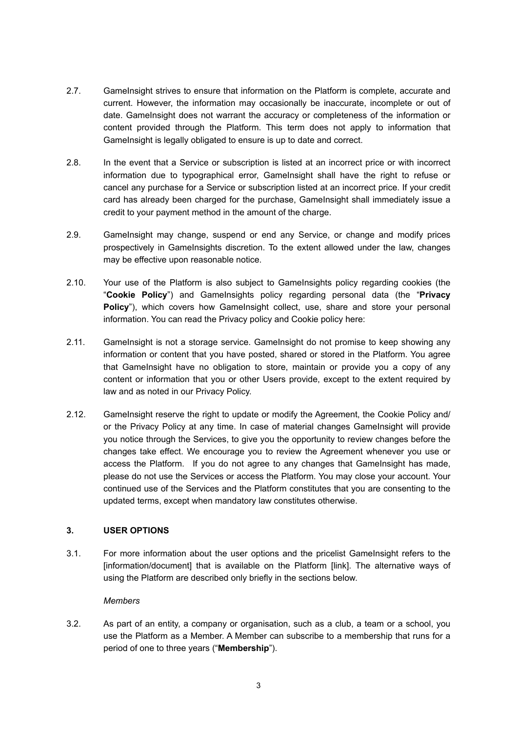2.7. GameInsight strives to ensure that information on the Platform is complete, accurate and current. However, the information may occasionally be inaccurate, incomplete or out of date. GameInsight does not warrant the accuracy or completeness of the information or content provided through the Platform. This term does not apply to information that GameInsight is legally obligated to ensure is up to date and correct.

2.8. In the event that a Service or subscription is listed at an incorrect price or with incorrect information due to typographical error, GameInsight shall have the right to refuse or cancel any purchase for a Service or subscription listed at an incorrect price. If your credit card has already been charged for the purchase, GameInsight shall immediately issue a credit to your payment method in the amount of the charge.

2.9. GameInsight may change, suspend or end any Service, or change and modify prices prospectively in GameInsights discretion. To the extent allowed under the law, changes may be effective upon reasonable notice.

2.10. Your use of the Platform is also subject to GameInsights policy regarding cookies (the "**Cookie Policy**") and GameInsights policy regarding personal data (the "**Privacy Policy**"), which covers how GameInsight collect, use, share and store your personal information. You can read the Privacy policy and Cookie policy here:

2.11. GameInsight is not a storage service. GameInsight do not promise to keep showing any information or content that you have posted, shared or stored in the Platform. You agree that GameInsight have no obligation to store, maintain or provide you a copy of any content or information that you or other Users provide, except to the extent required by law and as noted in our Privacy Policy.

2.12. GameInsight reserve the right to update or modify the Agreement, the Cookie Policy and/ or the Privacy Policy at any time. In case of material changes GameInsight will provide you notice through the Services, to give you the opportunity to review changes before the changes take effect. We encourage you to review the Agreement whenever you use or access the Platform. If you do not agree to any changes that GameInsight has made, please do not use the Services or access the Platform. You may close your account. Your continued use of the Services and the Platform constitutes that you are consenting to the updated terms, except when mandatory law constitutes otherwise.

## 3. USER OPTIONS

3.1. For more information about the user options and the pricelist GameInsight refers to the [information/document] that is available on the Platform [link]. The alternative ways of using the Platform are described only briefly in the sections below.

*Members*

3.2. As part of an entity, a company or organisation, such as a club, a team or a school, you use the Platform as a Member. A Member can subscribe to a membership that runs for a period of one to three years ("**Membership**").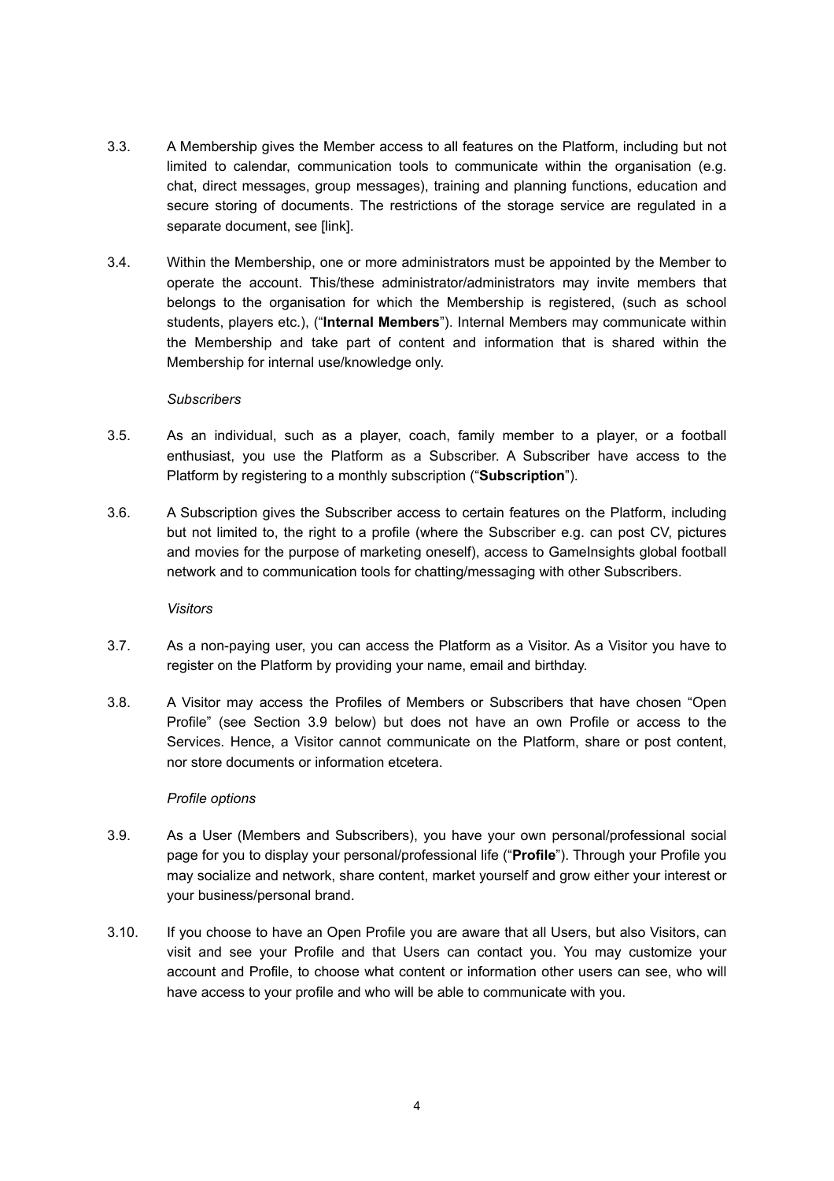3.3. A Membership gives the Member access to all features on the Platform, including but not limited to calendar, communication tools to communicate within the organisation (e.g. chat, direct messages, group messages), training and planning functions, education and secure storing of documents. The restrictions of the storage service are regulated in a separate document, see [link].

3.4. Within the Membership, one or more administrators must be appointed by the Member to operate the account. This/these administrator/administrators may invite members that belongs to the organisation for which the Membership is registered, (such as school students, players etc.), ("**Internal Members**"). Internal Members may communicate within the Membership and take part of content and information that is shared within the Membership for internal use/knowledge only.

*Subscribers*

3.5. As an individual, such as a player, coach, family member to a player, or a football enthusiast, you use the Platform as a Subscriber. A Subscriber have access to the Platform by registering to a monthly subscription ("**Subscription**").

3.6. A Subscription gives the Subscriber access to certain features on the Platform, including but not limited to, the right to a profile (where the Subscriber e.g. can post CV, pictures and movies for the purpose of marketing oneself), access to GameInsights global football network and to communication tools for chatting/messaging with other Subscribers.

*Visitors*

3.7. As a non-paying user, you can access the Platform as a Visitor. As a Visitor you have to register on the Platform by providing your name, email and birthday.

3.8. A Visitor may access the Profiles of Members or Subscribers that have chosen "Open Profile" (see Section 3.9 below) but does not have an own Profile or access to the Services. Hence, a Visitor cannot communicate on the Platform, share or post content, nor store documents or information etcetera.

*Profile options*

3.9. As a User (Members and Subscribers), you have your own personal/professional social page for you to display your personal/professional life ("**Profile**"). Through your Profile you may socialize and network, share content, market yourself and grow either your interest or your business/personal brand.

3.10. If you choose to have an Open Profile you are aware that all Users, but also Visitors, can visit and see your Profile and that Users can contact you. You may customize your account and Profile, to choose what content or information other users can see, who will have access to your profile and who will be able to communicate with you.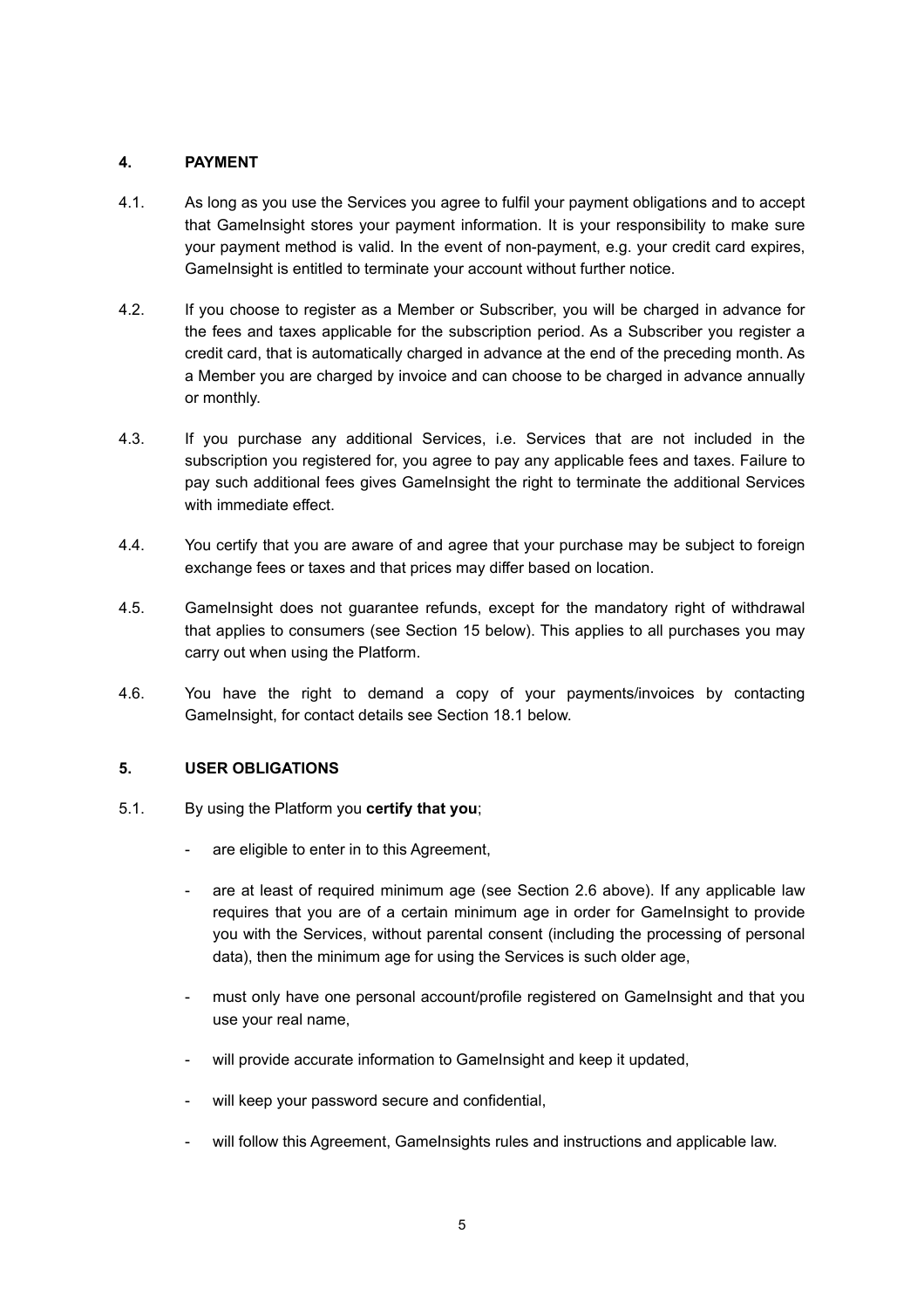## 4. PAYMENT

4.1. As long as you use the Services you agree to fulfil your payment obligations and to accept that GameInsight stores your payment information. It is your responsibility to make sure your payment method is valid. In the event of non-payment, e.g. your credit card expires, GameInsight is entitled to terminate your account without further notice.

4.2. If you choose to register as a Member or Subscriber, you will be charged in advance for the fees and taxes applicable for the subscription period. As a Subscriber you register a credit card, that is automatically charged in advance at the end of the preceding month. As a Member you are charged by invoice and can choose to be charged in advance annually or monthly.

4.3. If you purchase any additional Services, i.e. Services that are not included in the subscription you registered for, you agree to pay any applicable fees and taxes. Failure to pay such additional fees gives GameInsight the right to terminate the additional Services with immediate effect.

4.4. You certify that you are aware of and agree that your purchase may be subject to foreign exchange fees or taxes and that prices may differ based on location.

4.5. GameInsight does not guarantee refunds, except for the mandatory right of withdrawal that applies to consumers (see Section 15 below). This applies to all purchases you may carry out when using the Platform.

4.6. You have the right to demand a copy of your payments/invoices by contacting GameInsight, for contact details see Section 18.1 below.

## 5. USER OBLIGATIONS

5.1. By using the Platform you **certify that you**;

- are eligible to enter in to this Agreement,
- are at least of required minimum age (see Section 2.6 above). If any applicable law requires that you are of a certain minimum age in order for GameInsight to provide you with the Services, without parental consent (including the processing of personal data), then the minimum age for using the Services is such older age,
- must only have one personal account/profile registered on GameInsight and that you use your real name,
- will provide accurate information to GameInsight and keep it updated,
- will keep your password secure and confidential,
- will follow this Agreement, GameInsights rules and instructions and applicable law.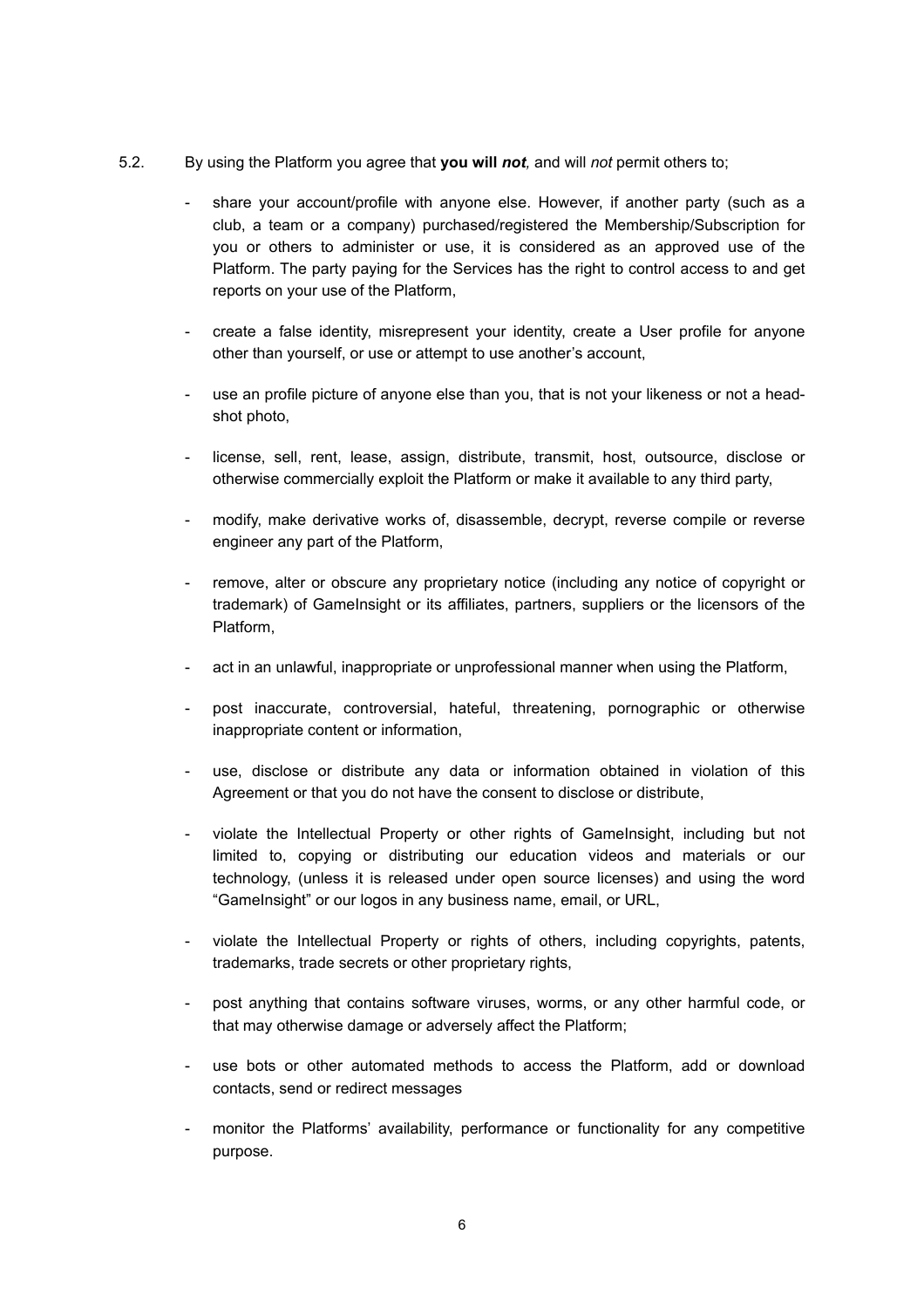5.2. By using the Platform you agree that **you will *not*,** and will *not* permit others to;

- share your account/profile with anyone else. However, if another party (such as a club, a team or a company) purchased/registered the Membership/Subscription for you or others to administer or use, it is considered as an approved use of the Platform. The party paying for the Services has the right to control access to and get reports on your use of the Platform,
- create a false identity, misrepresent your identity, create a User profile for anyone other than yourself, or use or attempt to use another's account,
- use an profile picture of anyone else than you, that is not your likeness or not a head-shot photo,
- license, sell, rent, lease, assign, distribute, transmit, host, outsource, disclose or otherwise commercially exploit the Platform or make it available to any third party,
- modify, make derivative works of, disassemble, decrypt, reverse compile or reverse engineer any part of the Platform,
- remove, alter or obscure any proprietary notice (including any notice of copyright or trademark) of GameInsight or its affiliates, partners, suppliers or the licensors of the Platform,
- act in an unlawful, inappropriate or unprofessional manner when using the Platform,
- post inaccurate, controversial, hateful, threatening, pornographic or otherwise inappropriate content or information,
- use, disclose or distribute any data or information obtained in violation of this Agreement or that you do not have the consent to disclose or distribute,
- violate the Intellectual Property or other rights of GameInsight, including but not limited to, copying or distributing our education videos and materials or our technology, (unless it is released under open source licenses) and using the word "GameInsight" or our logos in any business name, email, or URL,
- violate the Intellectual Property or rights of others, including copyrights, patents, trademarks, trade secrets or other proprietary rights,
- post anything that contains software viruses, worms, or any other harmful code, or that may otherwise damage or adversely affect the Platform;
- use bots or other automated methods to access the Platform, add or download contacts, send or redirect messages
- monitor the Platforms' availability, performance or functionality for any competitive purpose.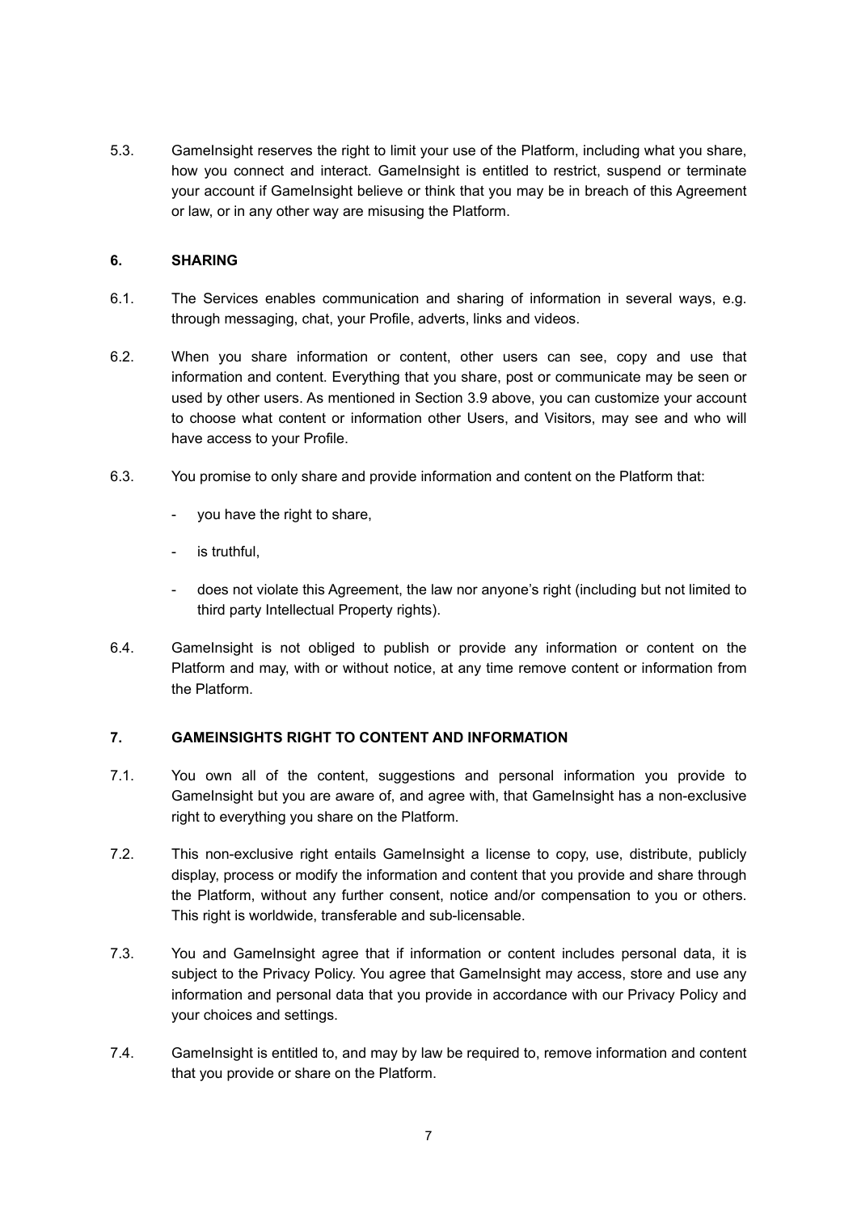5.3. GameInsight reserves the right to limit your use of the Platform, including what you share, how you connect and interact. GameInsight is entitled to restrict, suspend or terminate your account if GameInsight believe or think that you may be in breach of this Agreement or law, or in any other way are misusing the Platform.

## 6. SHARING

6.1. The Services enables communication and sharing of information in several ways, e.g. through messaging, chat, your Profile, adverts, links and videos.

6.2. When you share information or content, other users can see, copy and use that information and content. Everything that you share, post or communicate may be seen or used by other users. As mentioned in Section 3.9 above, you can customize your account to choose what content or information other Users, and Visitors, may see and who will have access to your Profile.

6.3. You promise to only share and provide information and content on the Platform that:

- you have the right to share,
- is truthful,
- does not violate this Agreement, the law nor anyone's right (including but not limited to third party Intellectual Property rights).

6.4. GameInsight is not obliged to publish or provide any information or content on the Platform and may, with or without notice, at any time remove content or information from the Platform.

## 7. GAMEINSIGHTS RIGHT TO CONTENT AND INFORMATION

7.1. You own all of the content, suggestions and personal information you provide to GameInsight but you are aware of, and agree with, that GameInsight has a non-exclusive right to everything you share on the Platform.

7.2. This non-exclusive right entails GameInsight a license to copy, use, distribute, publicly display, process or modify the information and content that you provide and share through the Platform, without any further consent, notice and/or compensation to you or others. This right is worldwide, transferable and sub-licensable.

7.3. You and GameInsight agree that if information or content includes personal data, it is subject to the Privacy Policy. You agree that GameInsight may access, store and use any information and personal data that you provide in accordance with our Privacy Policy and your choices and settings.

7.4. GameInsight is entitled to, and may by law be required to, remove information and content that you provide or share on the Platform.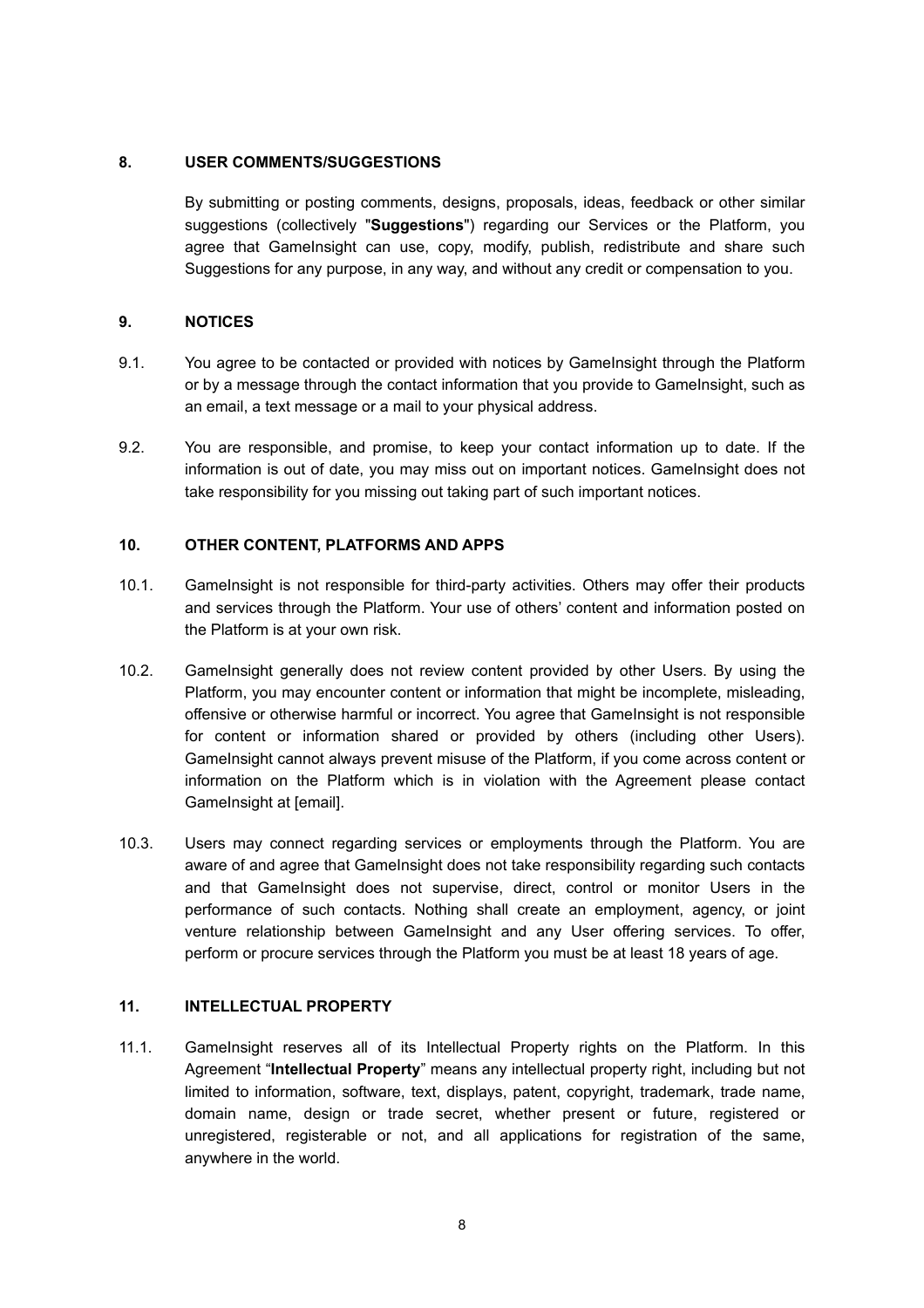## 8. USER COMMENTS/SUGGESTIONS

By submitting or posting comments, designs, proposals, ideas, feedback or other similar suggestions (collectively "**Suggestions**") regarding our Services or the Platform, you agree that GameInsight can use, copy, modify, publish, redistribute and share such Suggestions for any purpose, in any way, and without any credit or compensation to you.

## 9. NOTICES

9.1. You agree to be contacted or provided with notices by GameInsight through the Platform or by a message through the contact information that you provide to GameInsight, such as an email, a text message or a mail to your physical address.

9.2. You are responsible, and promise, to keep your contact information up to date. If the information is out of date, you may miss out on important notices. GameInsight does not take responsibility for you missing out taking part of such important notices.

## 10. OTHER CONTENT, PLATFORMS AND APPS

10.1. GameInsight is not responsible for third-party activities. Others may offer their products and services through the Platform. Your use of others' content and information posted on the Platform is at your own risk.

10.2. GameInsight generally does not review content provided by other Users. By using the Platform, you may encounter content or information that might be incomplete, misleading, offensive or otherwise harmful or incorrect. You agree that GameInsight is not responsible for content or information shared or provided by others (including other Users). GameInsight cannot always prevent misuse of the Platform, if you come across content or information on the Platform which is in violation with the Agreement please contact GameInsight at [email].

10.3. Users may connect regarding services or employments through the Platform. You are aware of and agree that GameInsight does not take responsibility regarding such contacts and that GameInsight does not supervise, direct, control or monitor Users in the performance of such contacts. Nothing shall create an employment, agency, or joint venture relationship between GameInsight and any User offering services. To offer, perform or procure services through the Platform you must be at least 18 years of age.

## 11. INTELLECTUAL PROPERTY

11.1. GameInsight reserves all of its Intellectual Property rights on the Platform. In this Agreement "**Intellectual Property**" means any intellectual property right, including but not limited to information, software, text, displays, patent, copyright, trademark, trade name, domain name, design or trade secret, whether present or future, registered or unregistered, registerable or not, and all applications for registration of the same, anywhere in the world.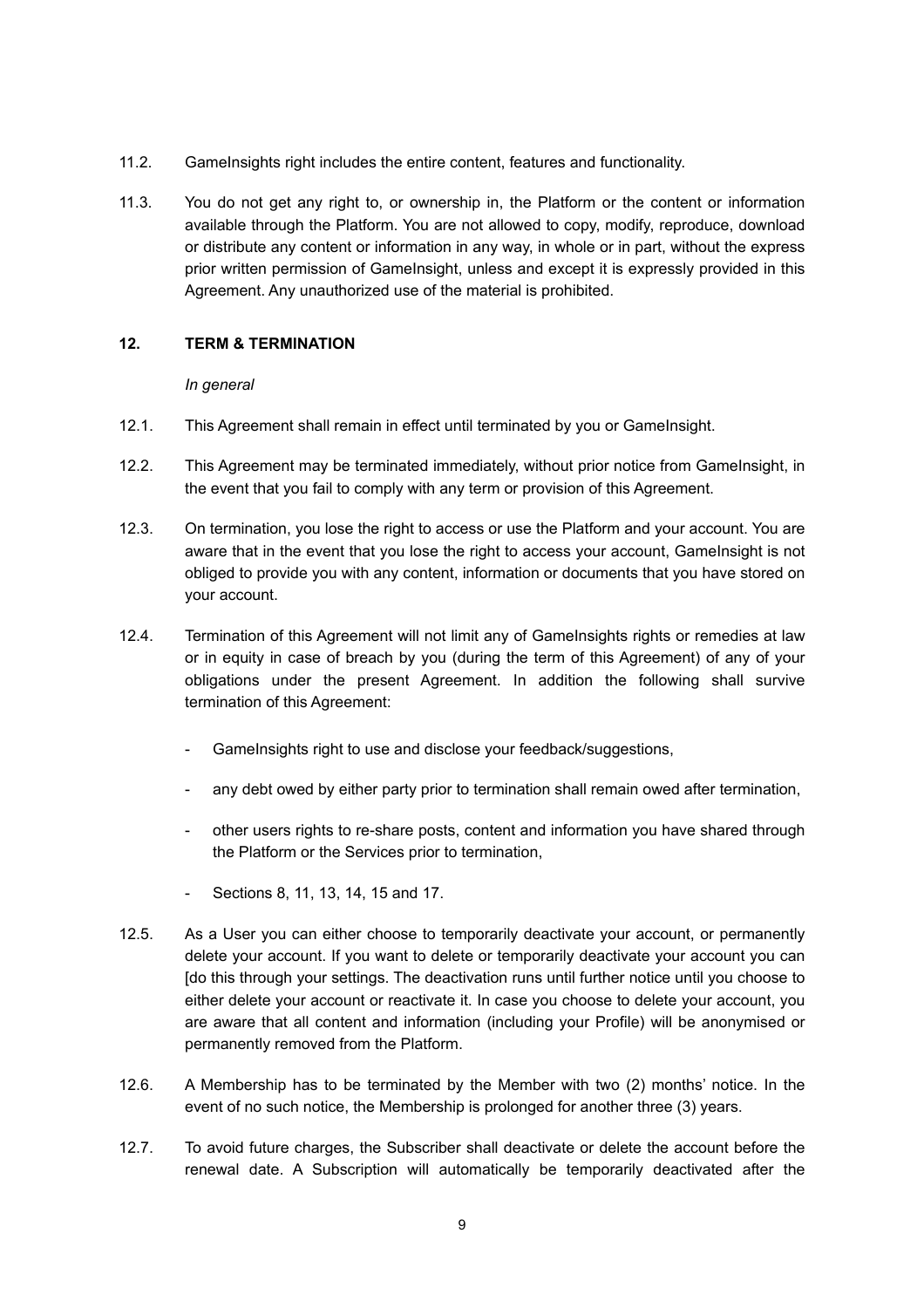11.2. GameInsights right includes the entire content, features and functionality.

11.3. You do not get any right to, or ownership in, the Platform or the content or information available through the Platform. You are not allowed to copy, modify, reproduce, download or distribute any content or information in any way, in whole or in part, without the express prior written permission of GameInsight, unless and except it is expressly provided in this Agreement. Any unauthorized use of the material is prohibited.

## 12. TERM & TERMINATION

*In general*

12.1. This Agreement shall remain in effect until terminated by you or GameInsight.

12.2. This Agreement may be terminated immediately, without prior notice from GameInsight, in the event that you fail to comply with any term or provision of this Agreement.

12.3. On termination, you lose the right to access or use the Platform and your account. You are aware that in the event that you lose the right to access your account, GameInsight is not obliged to provide you with any content, information or documents that you have stored on your account.

12.4. Termination of this Agreement will not limit any of GameInsights rights or remedies at law or in equity in case of breach by you (during the term of this Agreement) of any of your obligations under the present Agreement. In addition the following shall survive termination of this Agreement:

- GameInsights right to use and disclose your feedback/suggestions,
- any debt owed by either party prior to termination shall remain owed after termination,
- other users rights to re-share posts, content and information you have shared through the Platform or the Services prior to termination,
- Sections 8, 11, 13, 14, 15 and 17.

12.5. As a User you can either choose to temporarily deactivate your account, or permanently delete your account. If you want to delete or temporarily deactivate your account you can [do this through your settings. The deactivation runs until further notice until you choose to either delete your account or reactivate it. In case you choose to delete your account, you are aware that all content and information (including your Profile) will be anonymised or permanently removed from the Platform.

12.6. A Membership has to be terminated by the Member with two (2) months' notice. In the event of no such notice, the Membership is prolonged for another three (3) years.

12.7. To avoid future charges, the Subscriber shall deactivate or delete the account before the renewal date. A Subscription will automatically be temporarily deactivated after the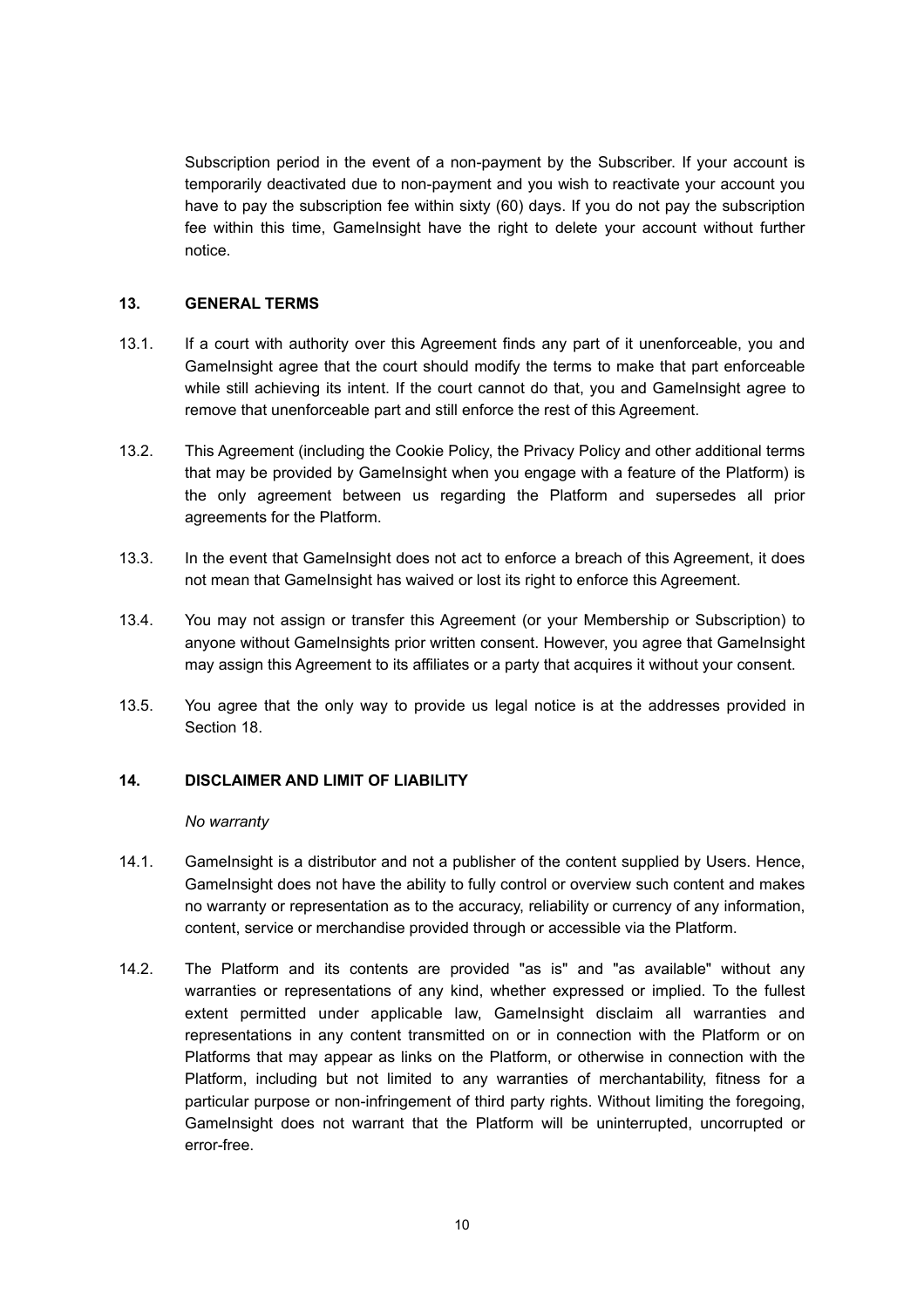Subscription period in the event of a non-payment by the Subscriber. If your account is temporarily deactivated due to non-payment and you wish to reactivate your account you have to pay the subscription fee within sixty (60) days. If you do not pay the subscription fee within this time, GameInsight have the right to delete your account without further notice.

## 13. GENERAL TERMS

13.1. If a court with authority over this Agreement finds any part of it unenforceable, you and GameInsight agree that the court should modify the terms to make that part enforceable while still achieving its intent. If the court cannot do that, you and GameInsight agree to remove that unenforceable part and still enforce the rest of this Agreement.

13.2. This Agreement (including the Cookie Policy, the Privacy Policy and other additional terms that may be provided by GameInsight when you engage with a feature of the Platform) is the only agreement between us regarding the Platform and supersedes all prior agreements for the Platform.

13.3. In the event that GameInsight does not act to enforce a breach of this Agreement, it does not mean that GameInsight has waived or lost its right to enforce this Agreement.

13.4. You may not assign or transfer this Agreement (or your Membership or Subscription) to anyone without GameInsights prior written consent. However, you agree that GameInsight may assign this Agreement to its affiliates or a party that acquires it without your consent.

13.5. You agree that the only way to provide us legal notice is at the addresses provided in Section 18.

## 14. DISCLAIMER AND LIMIT OF LIABILITY

*No warranty*

14.1. GameInsight is a distributor and not a publisher of the content supplied by Users. Hence, GameInsight does not have the ability to fully control or overview such content and makes no warranty or representation as to the accuracy, reliability or currency of any information, content, service or merchandise provided through or accessible via the Platform.

14.2. The Platform and its contents are provided "as is" and "as available" without any warranties or representations of any kind, whether expressed or implied. To the fullest extent permitted under applicable law, GameInsight disclaim all warranties and representations in any content transmitted on or in connection with the Platform or on Platforms that may appear as links on the Platform, or otherwise in connection with the Platform, including but not limited to any warranties of merchantability, fitness for a particular purpose or non-infringement of third party rights. Without limiting the foregoing, GameInsight does not warrant that the Platform will be uninterrupted, uncorrupted or error-free.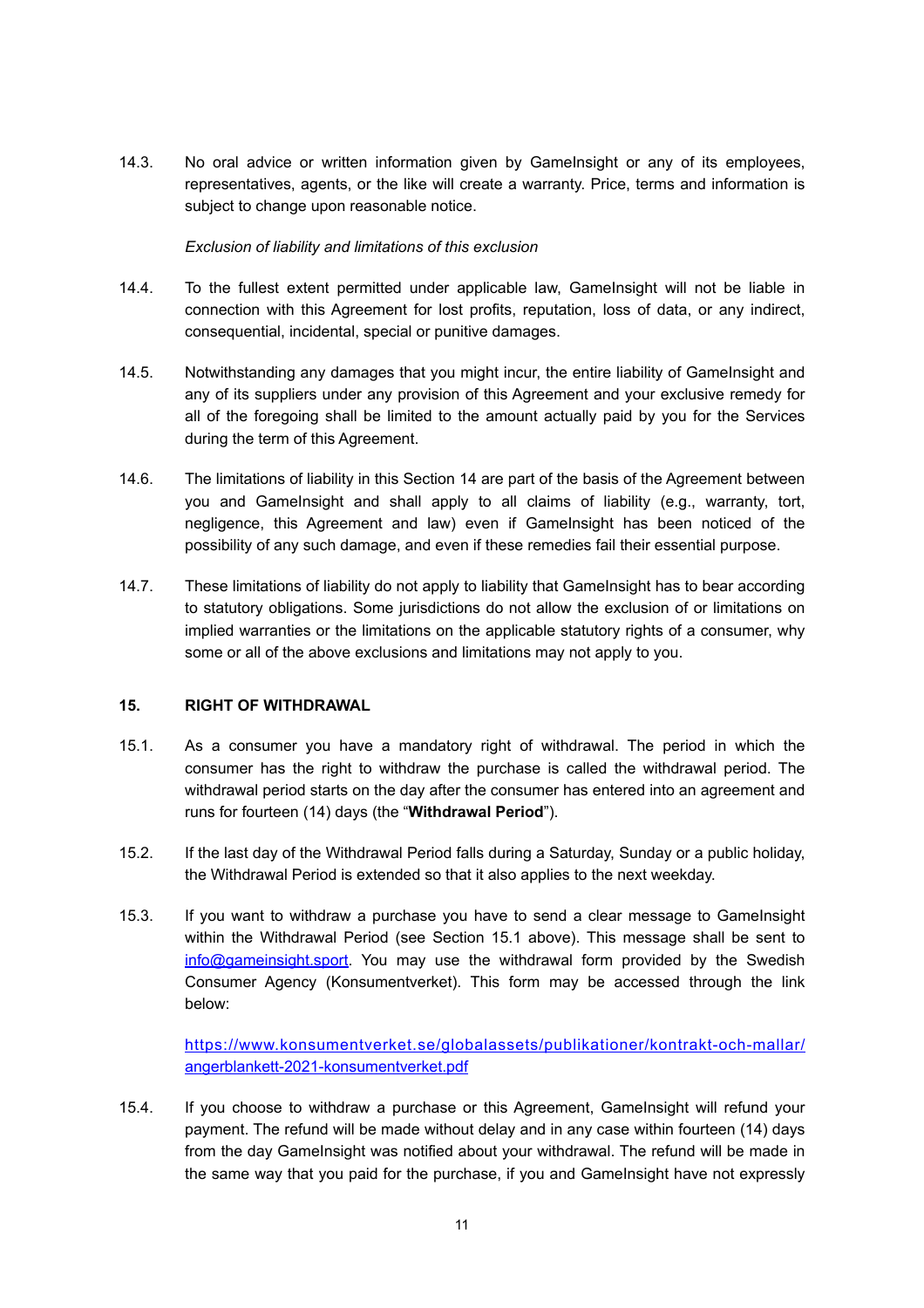14.3. No oral advice or written information given by GameInsight or any of its employees, representatives, agents, or the like will create a warranty. Price, terms and information is subject to change upon reasonable notice.

*Exclusion of liability and limitations of this exclusion*

14.4. To the fullest extent permitted under applicable law, GameInsight will not be liable in connection with this Agreement for lost profits, reputation, loss of data, or any indirect, consequential, incidental, special or punitive damages.

14.5. Notwithstanding any damages that you might incur, the entire liability of GameInsight and any of its suppliers under any provision of this Agreement and your exclusive remedy for all of the foregoing shall be limited to the amount actually paid by you for the Services during the term of this Agreement.

14.6. The limitations of liability in this Section 14 are part of the basis of the Agreement between you and GameInsight and shall apply to all claims of liability (e.g., warranty, tort, negligence, this Agreement and law) even if GameInsight has been noticed of the possibility of any such damage, and even if these remedies fail their essential purpose.

14.7. These limitations of liability do not apply to liability that GameInsight has to bear according to statutory obligations. Some jurisdictions do not allow the exclusion of or limitations on implied warranties or the limitations on the applicable statutory rights of a consumer, why some or all of the above exclusions and limitations may not apply to you.

## 15. RIGHT OF WITHDRAWAL

15.1. As a consumer you have a mandatory right of withdrawal. The period in which the consumer has the right to withdraw the purchase is called the withdrawal period. The withdrawal period starts on the day after the consumer has entered into an agreement and runs for fourteen (14) days (the "**Withdrawal Period**").

15.2. If the last day of the Withdrawal Period falls during a Saturday, Sunday or a public holiday, the Withdrawal Period is extended so that it also applies to the next weekday.

15.3. If you want to withdraw a purchase you have to send a clear message to GameInsight within the Withdrawal Period (see Section 15.1 above). This message shall be sent to [info@gameinsight.sport](mailto:info@gameinsight.sport). You may use the withdrawal form provided by the Swedish Consumer Agency (Konsumentverket). This form may be accessed through the link below:

[https://www.konsumentverket.se/globalassets/publikationer/kontrakt-och-mallar/angerblankett-2021-konsumentverket.pdf](https://www.konsumentverket.se/globalassets/publikationer/kontrakt-och-mallar/angerblankett-2021-konsumentverket.pdf)

15.4. If you choose to withdraw a purchase or this Agreement, GameInsight will refund your payment. The refund will be made without delay and in any case within fourteen (14) days from the day GameInsight was notified about your withdrawal. The refund will be made in the same way that you paid for the purchase, if you and GameInsight have not expressly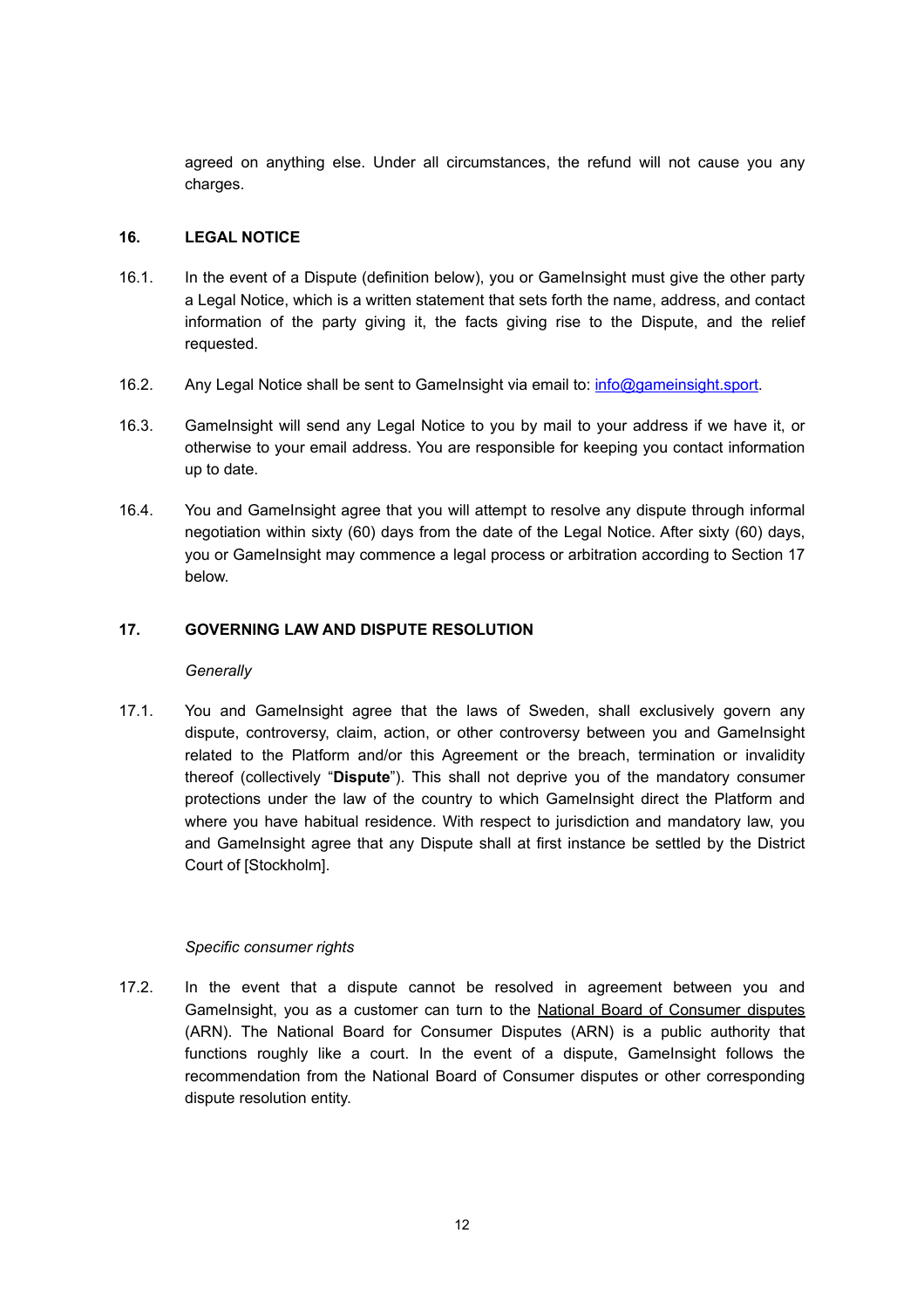agreed on anything else. Under all circumstances, the refund will not cause you any charges.

## 16. LEGAL NOTICE

16.1. In the event of a Dispute (definition below), you or GameInsight must give the other party a Legal Notice, which is a written statement that sets forth the name, address, and contact information of the party giving it, the facts giving rise to the Dispute, and the relief requested.

16.2. Any Legal Notice shall be sent to GameInsight via email to: [info@gameinsight.sport](mailto:info@gameinsight.sport).

16.3. GameInsight will send any Legal Notice to you by mail to your address if we have it, or otherwise to your email address. You are responsible for keeping you contact information up to date.

16.4. You and GameInsight agree that you will attempt to resolve any dispute through informal negotiation within sixty (60) days from the date of the Legal Notice. After sixty (60) days, you or GameInsight may commence a legal process or arbitration according to Section 17 below.

## 17. GOVERNING LAW AND DISPUTE RESOLUTION

*Generally*

17.1. You and GameInsight agree that the laws of Sweden, shall exclusively govern any dispute, controversy, claim, action, or other controversy between you and GameInsight related to the Platform and/or this Agreement or the breach, termination or invalidity thereof (collectively "**Dispute**"). This shall not deprive you of the mandatory consumer protections under the law of the country to which GameInsight direct the Platform and where you have habitual residence. With respect to jurisdiction and mandatory law, you and GameInsight agree that any Dispute shall at first instance be settled by the District Court of [Stockholm].

*Specific consumer rights*

17.2. In the event that a dispute cannot be resolved in agreement between you and GameInsight, you as a customer can turn to the National Board of Consumer disputes (ARN). The National Board for Consumer Disputes (ARN) is a public authority that functions roughly like a court. In the event of a dispute, GameInsight follows the recommendation from the National Board of Consumer disputes or other corresponding dispute resolution entity.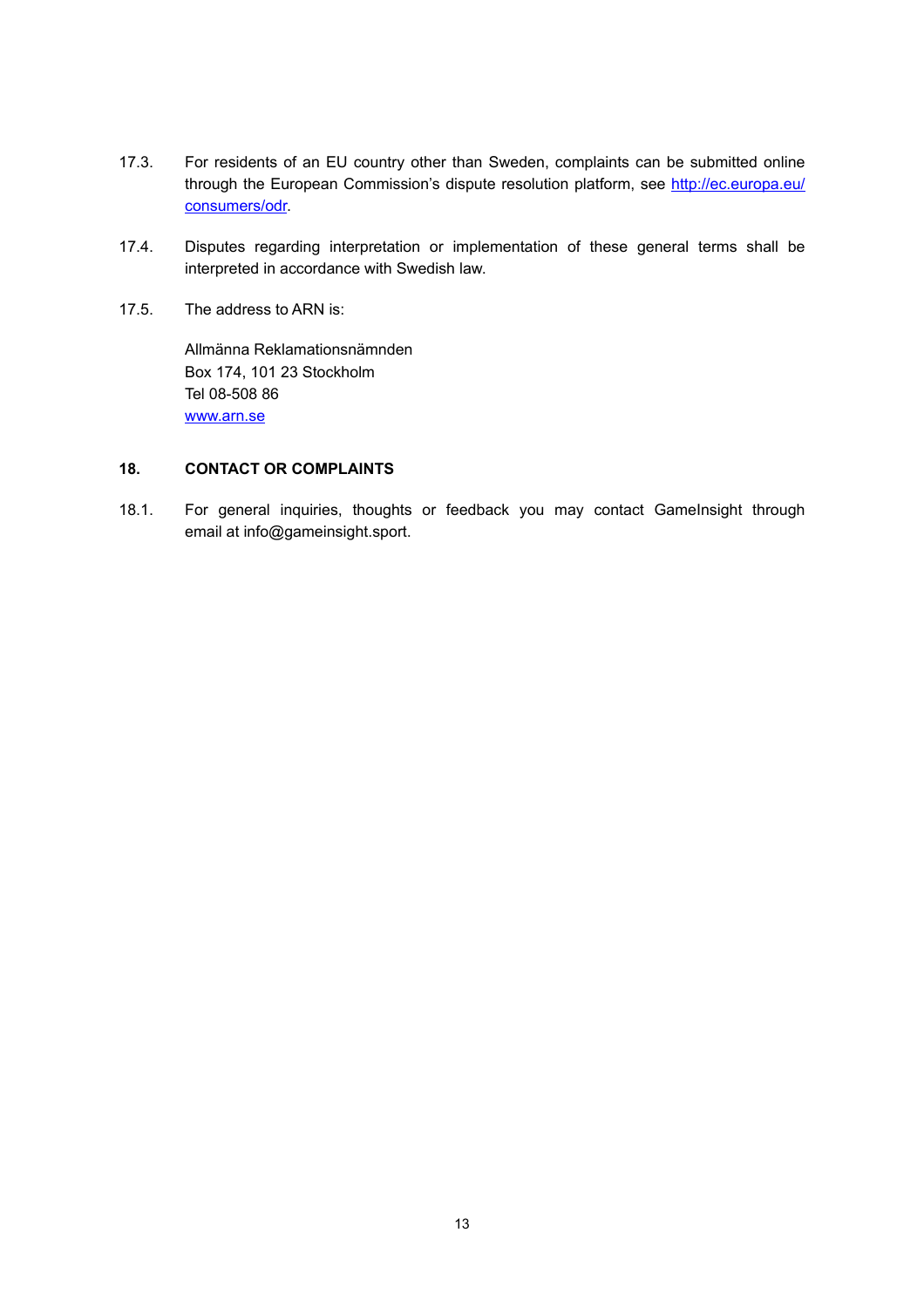17.3. For residents of an EU country other than Sweden, complaints can be submitted online through the European Commission's dispute resolution platform, see http://ec.europa.eu/consumers/odr.

17.4. Disputes regarding interpretation or implementation of these general terms shall be interpreted in accordance with Swedish law.

17.5. The address to ARN is:

Allmänna Reklamationsnämnden
Box 174, 101 23 Stockholm
Tel 08-508 86
www.arn.se

## 18. CONTACT OR COMPLAINTS

18.1. For general inquiries, thoughts or feedback you may contact GameInsight through email at info@gameinsight.sport.